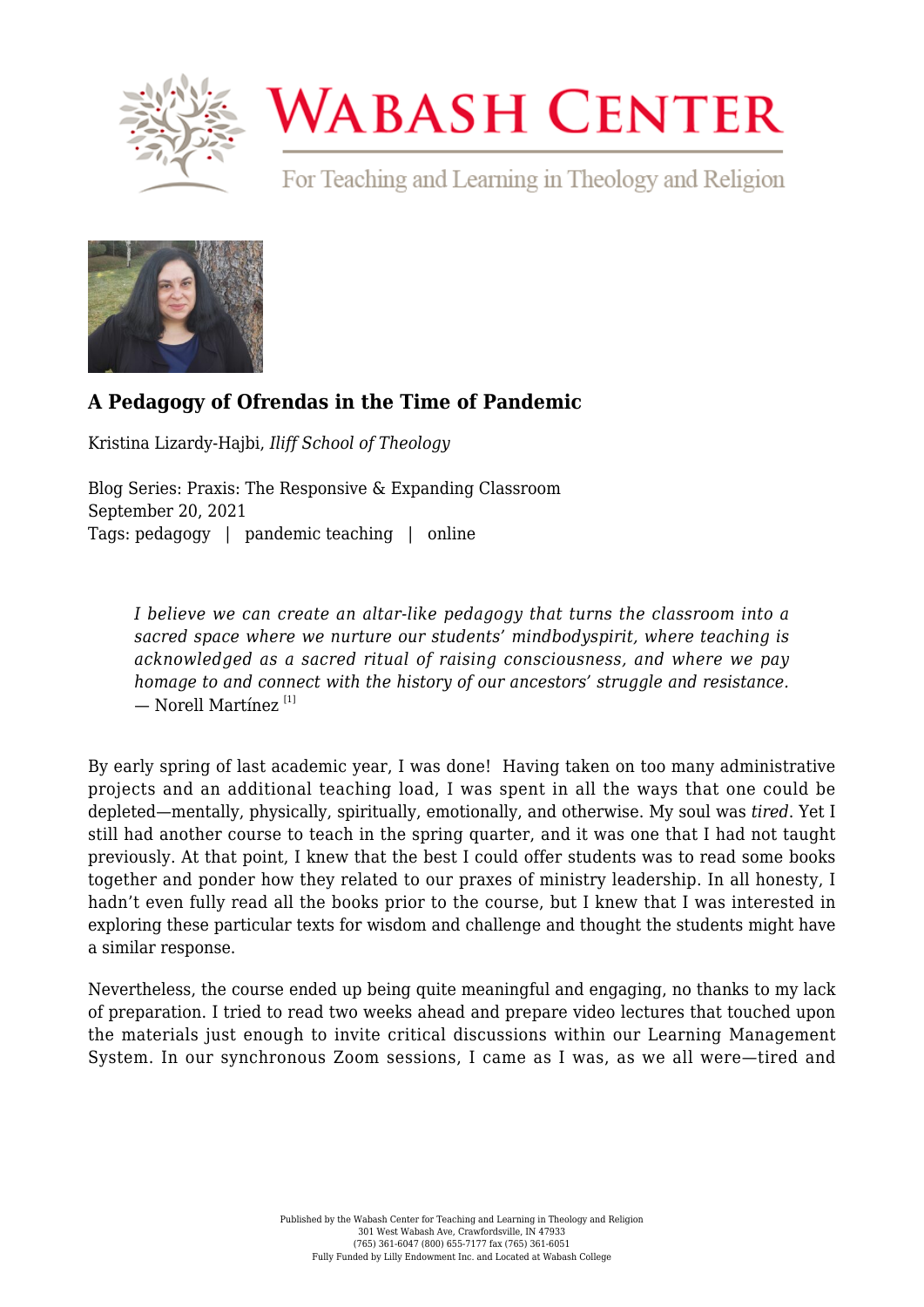# A Pedagogy of Ofrendas in the Time of Pandemic

Kristina Lizardy-Hajbi, *Iliff School of Theology*

Blog Series: Praxis: The Responsive & Expanding Classroom
September 20, 2021
Tags: pedagogy | pandemic teaching | online

> *I believe we can create an altar-like pedagogy that turns the classroom into a sacred space where we nurture our students' mindbodyspirit, where teaching is acknowledged as a sacred ritual of raising consciousness, and where we pay homage to and connect with the history of our ancestors' struggle and resistance.*
> — Norell Martínez [1]

By early spring of last academic year, I was done! Having taken on too many administrative projects and an additional teaching load, I was spent in all the ways that one could be depleted—mentally, physically, spiritually, emotionally, and otherwise. My soul was *tired*. Yet I still had another course to teach in the spring quarter, and it was one that I had not taught previously. At that point, I knew that the best I could offer students was to read some books together and ponder how they related to our praxes of ministry leadership. In all honesty, I hadn't even fully read all the books prior to the course, but I knew that I was interested in exploring these particular texts for wisdom and challenge and thought the students might have a similar response.

Nevertheless, the course ended up being quite meaningful and engaging, no thanks to my lack of preparation. I tried to read two weeks ahead and prepare video lectures that touched upon the materials just enough to invite critical discussions within our Learning Management System. In our synchronous Zoom sessions, I came as I was, as we all were—tired and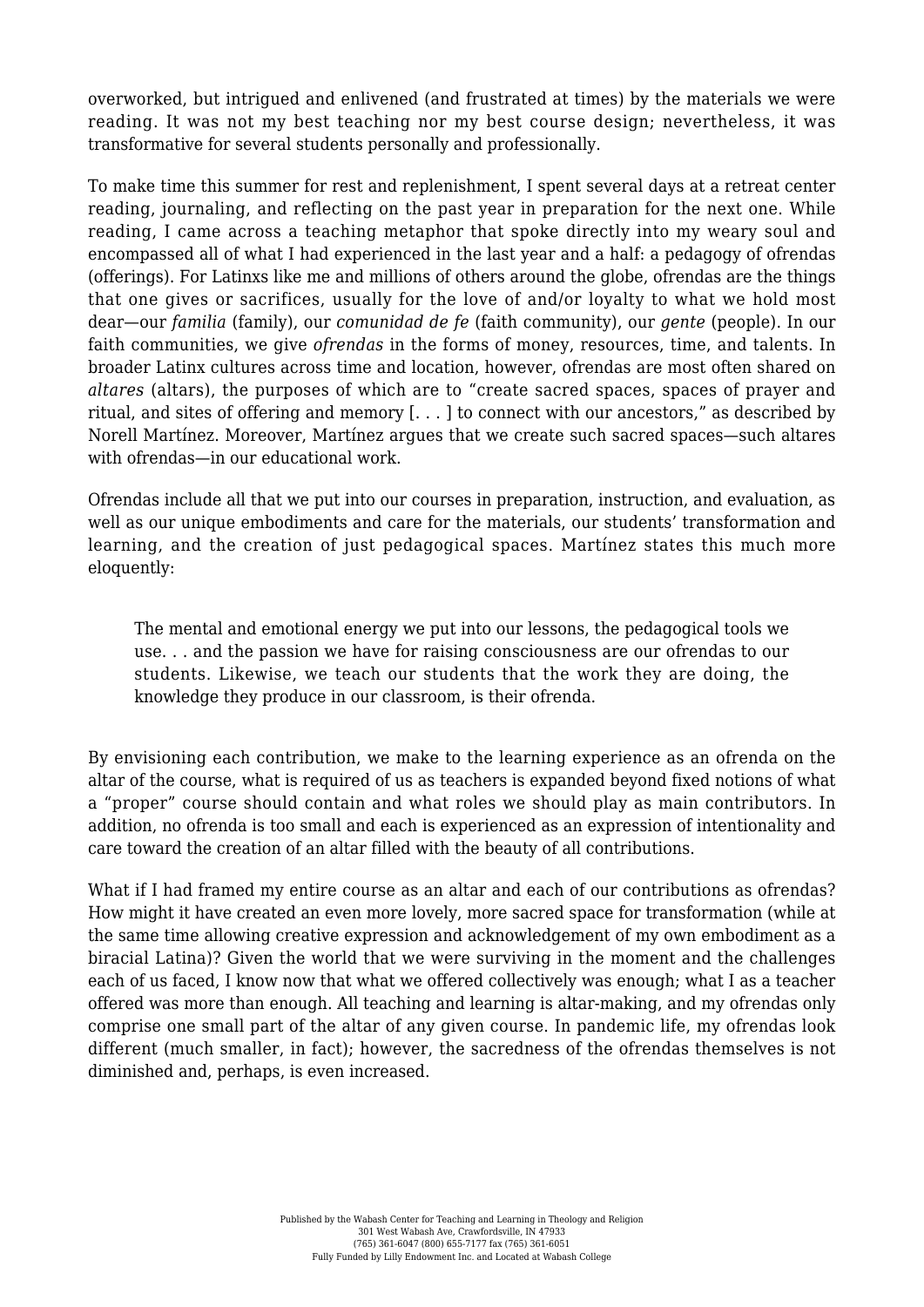overworked, but intrigued and enlivened (and frustrated at times) by the materials we were reading. It was not my best teaching nor my best course design; nevertheless, it was transformative for several students personally and professionally.

To make time this summer for rest and replenishment, I spent several days at a retreat center reading, journaling, and reflecting on the past year in preparation for the next one. While reading, I came across a teaching metaphor that spoke directly into my weary soul and encompassed all of what I had experienced in the last year and a half: a pedagogy of ofrendas (offerings). For Latinxs like me and millions of others around the globe, ofrendas are the things that one gives or sacrifices, usually for the love of and/or loyalty to what we hold most dear—our *familia* (family), our *comunidad de fe* (faith community), our *gente* (people). In our faith communities, we give *ofrendas* in the forms of money, resources, time, and talents. In broader Latinx cultures across time and location, however, ofrendas are most often shared on *altares* (altars), the purposes of which are to "create sacred spaces, spaces of prayer and ritual, and sites of offering and memory [. . . ] to connect with our ancestors," as described by Norell Martínez. Moreover, Martínez argues that we create such sacred spaces—such altares with ofrendas—in our educational work.

Ofrendas include all that we put into our courses in preparation, instruction, and evaluation, as well as our unique embodiments and care for the materials, our students' transformation and learning, and the creation of just pedagogical spaces. Martínez states this much more eloquently:

> The mental and emotional energy we put into our lessons, the pedagogical tools we use. . . and the passion we have for raising consciousness are our ofrendas to our students. Likewise, we teach our students that the work they are doing, the knowledge they produce in our classroom, is their ofrenda.

By envisioning each contribution, we make to the learning experience as an ofrenda on the altar of the course, what is required of us as teachers is expanded beyond fixed notions of what a "proper" course should contain and what roles we should play as main contributors. In addition, no ofrenda is too small and each is experienced as an expression of intentionality and care toward the creation of an altar filled with the beauty of all contributions.

What if I had framed my entire course as an altar and each of our contributions as ofrendas? How might it have created an even more lovely, more sacred space for transformation (while at the same time allowing creative expression and acknowledgement of my own embodiment as a biracial Latina)? Given the world that we were surviving in the moment and the challenges each of us faced, I know now that what we offered collectively was enough; what I as a teacher offered was more than enough. All teaching and learning is altar-making, and my ofrendas only comprise one small part of the altar of any given course. In pandemic life, my ofrendas look different (much smaller, in fact); however, the sacredness of the ofrendas themselves is not diminished and, perhaps, is even increased.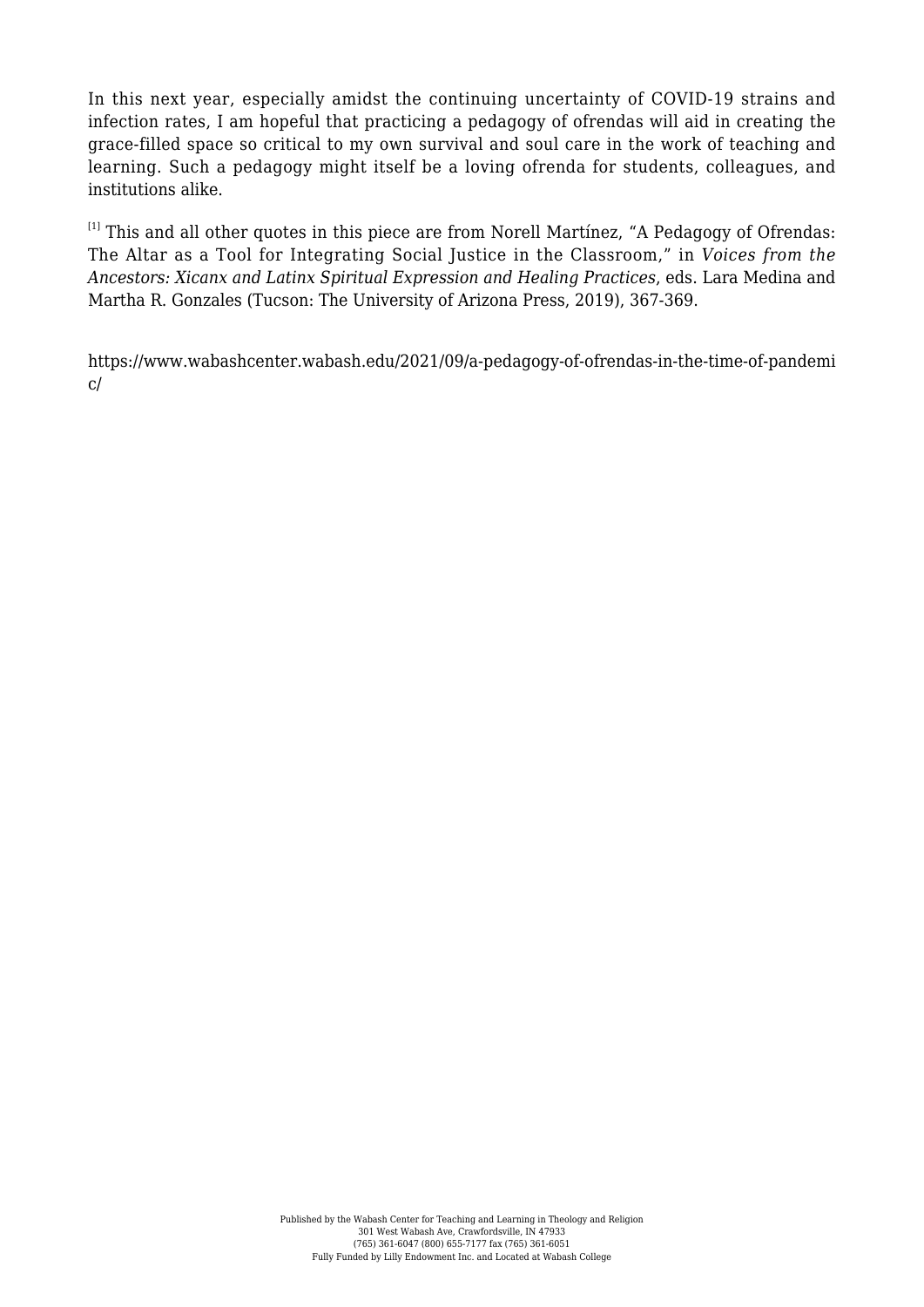In this next year, especially amidst the continuing uncertainty of COVID-19 strains and infection rates, I am hopeful that practicing a pedagogy of ofrendas will aid in creating the grace-filled space so critical to my own survival and soul care in the work of teaching and learning. Such a pedagogy might itself be a loving ofrenda for students, colleagues, and institutions alike.

[1] This and all other quotes in this piece are from Norell Martínez, "A Pedagogy of Ofrendas: The Altar as a Tool for Integrating Social Justice in the Classroom," in *Voices from the Ancestors: Xicanx and Latinx Spiritual Expression and Healing Practices*, eds. Lara Medina and Martha R. Gonzales (Tucson: The University of Arizona Press, 2019), 367-369.

https://www.wabashcenter.wabash.edu/2021/09/a-pedagogy-of-ofrendas-in-the-time-of-pandemic/